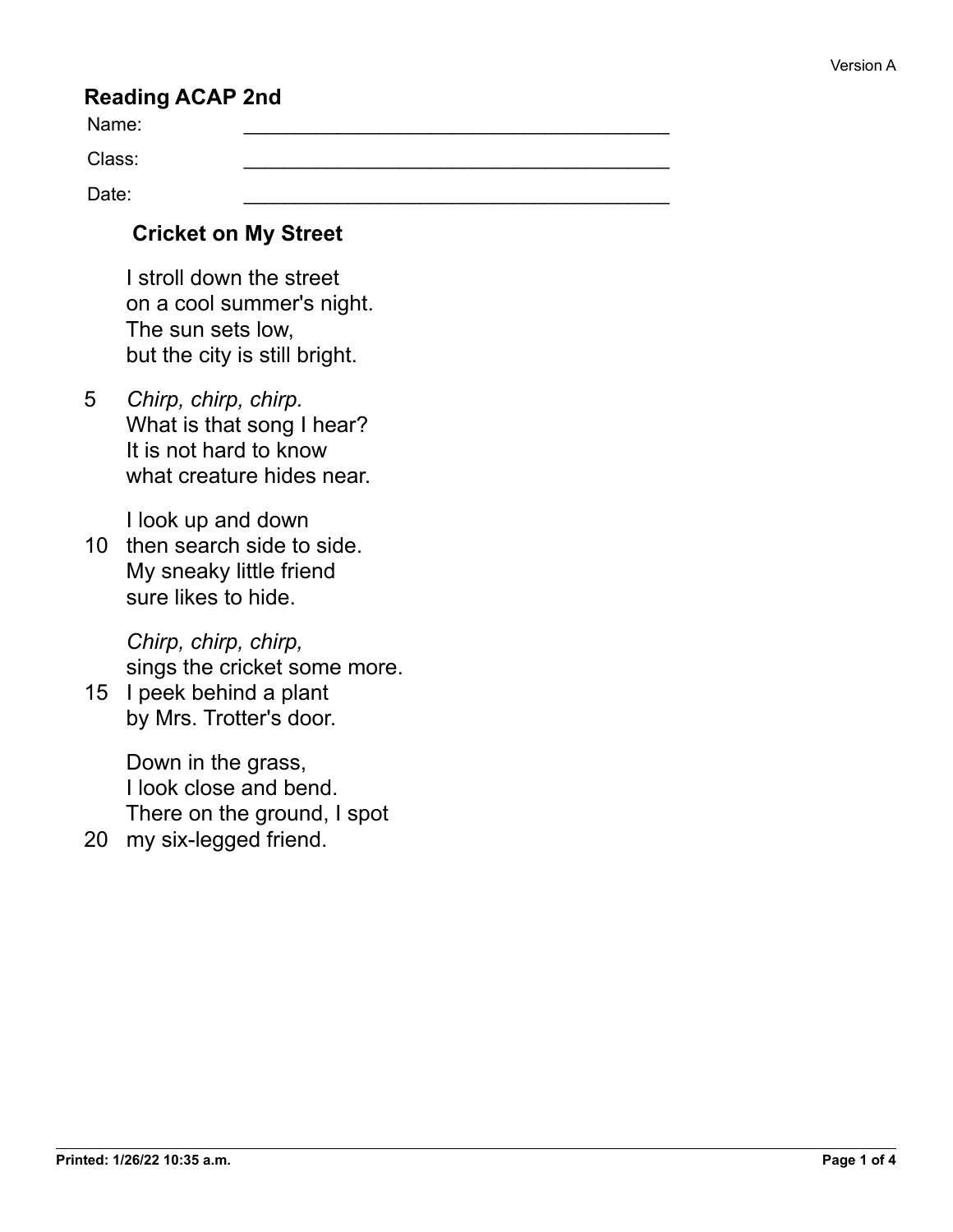Version A

# Reading ACAP 2nd

Name: ______________________________________

Class: ______________________________________

Date: ______________________________________

## Cricket on My Street

I stroll down the street  
on a cool summer's night.  
The sun sets low,  
but the city is still bright.

5 *Chirp, chirp, chirp.*  
What is that song I hear?  
It is not hard to know  
what creature hides near.

I look up and down  
10 then search side to side.  
My sneaky little friend  
sure likes to hide.

*Chirp, chirp, chirp,*  
sings the cricket some more.  
15 I peek behind a plant  
by Mrs. Trotter's door.

Down in the grass,  
I look close and bend.  
There on the ground, I spot  
20 my six-legged friend.

Printed: 1/26/22 10:35 a.m.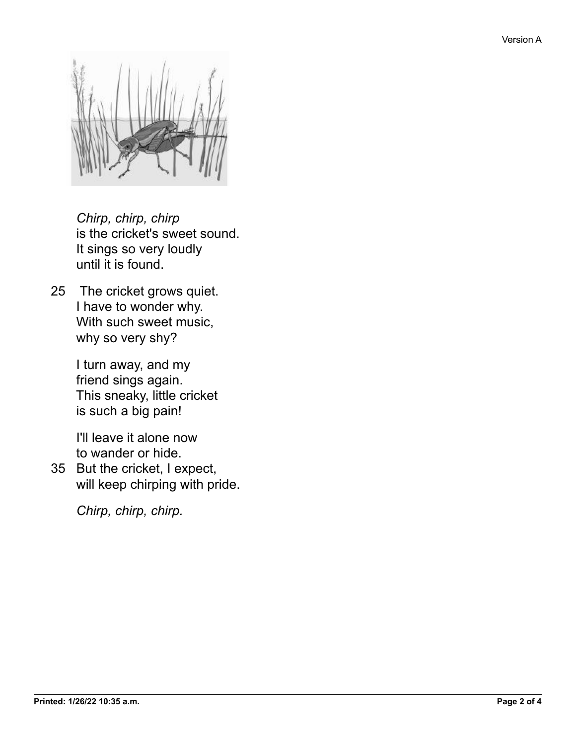*Chirp, chirp, chirp*
is the cricket's sweet sound.
It sings so very loudly
until it is found.

25 The cricket grows quiet.
I have to wonder why.
With such sweet music,
why so very shy?

I turn away, and my
friend sings again.
This sneaky, little cricket
is such a big pain!

I'll leave it alone now
to wander or hide.
35 But the cricket, I expect,
will keep chirping with pride.

*Chirp, chirp, chirp.*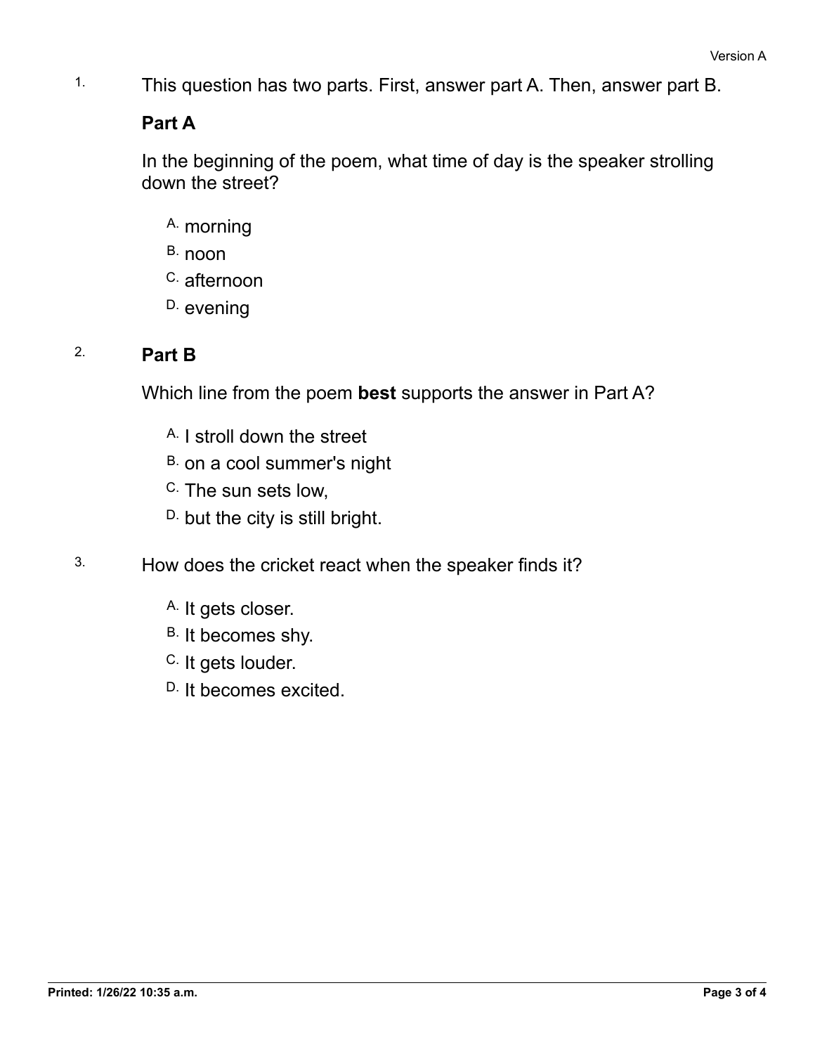1. This question has two parts. First, answer part A. Then, answer part B.

**Part A**

In the beginning of the poem, what time of day is the speaker strolling down the street?

A. morning
B. noon
C. afternoon
D. evening

2. **Part B**

Which line from the poem **best** supports the answer in Part A?

A. I stroll down the street
B. on a cool summer's night
C. The sun sets low,
D. but the city is still bright.

3. How does the cricket react when the speaker finds it?

A. It gets closer.
B. It becomes shy.
C. It gets louder.
D. It becomes excited.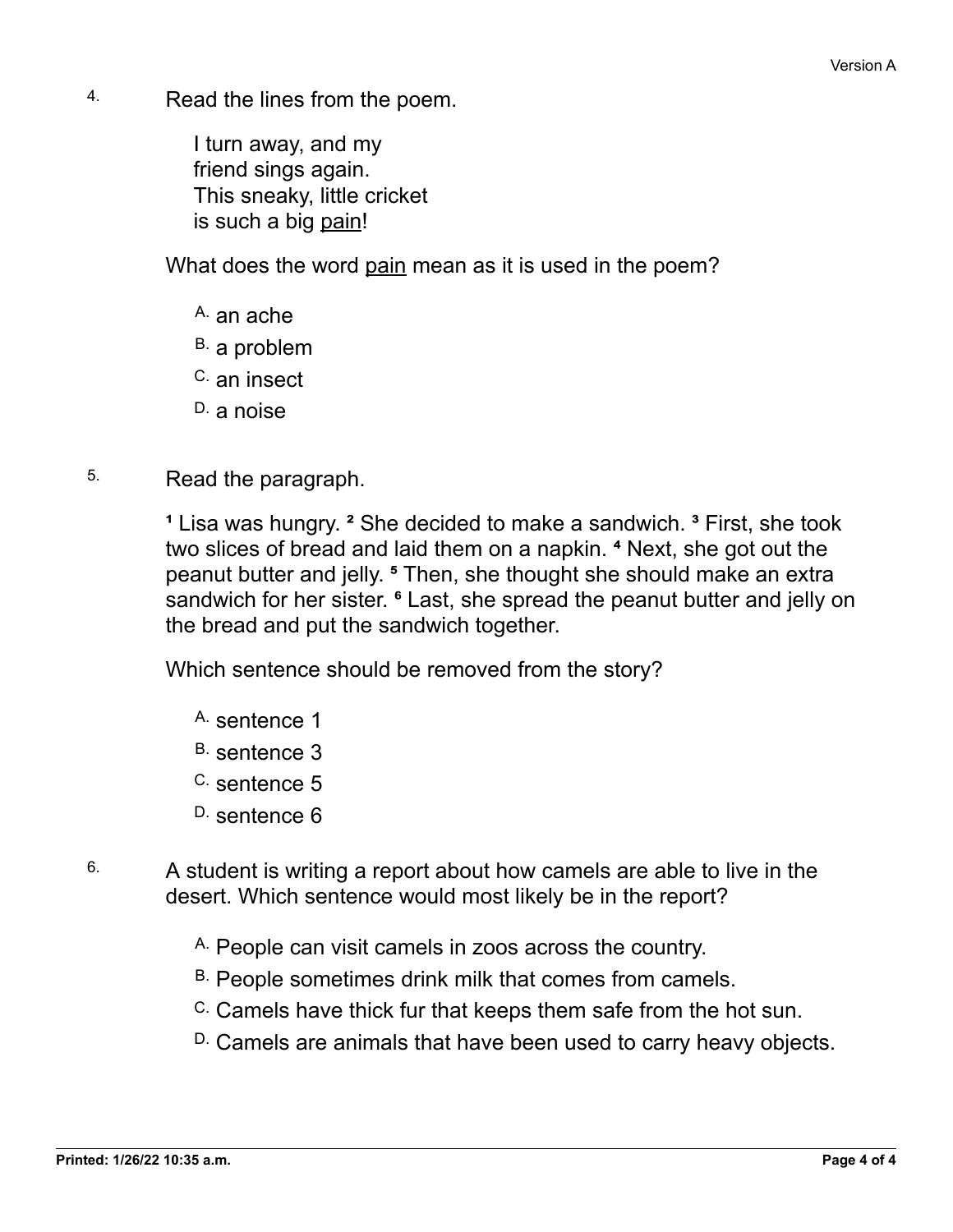4. Read the lines from the poem.

   I turn away, and my
   friend sings again.
   This sneaky, little cricket
   is such a big <u>pain</u>!

   What does the word <u>pain</u> mean as it is used in the poem?

   A. an ache
   B. a problem
   C. an insect
   D. a noise

5. Read the paragraph.

   [1] Lisa was hungry. [2] She decided to make a sandwich. [3] First, she took two slices of bread and laid them on a napkin. [4] Next, she got out the peanut butter and jelly. [5] Then, she thought she should make an extra sandwich for her sister. [6] Last, she spread the peanut butter and jelly on the bread and put the sandwich together.

   Which sentence should be removed from the story?

   A. sentence 1
   B. sentence 3
   C. sentence 5
   D. sentence 6

6. A student is writing a report about how camels are able to live in the desert. Which sentence would most likely be in the report?

   A. People can visit camels in zoos across the country.
   B. People sometimes drink milk that comes from camels.
   C. Camels have thick fur that keeps them safe from the hot sun.
   D. Camels are animals that have been used to carry heavy objects.